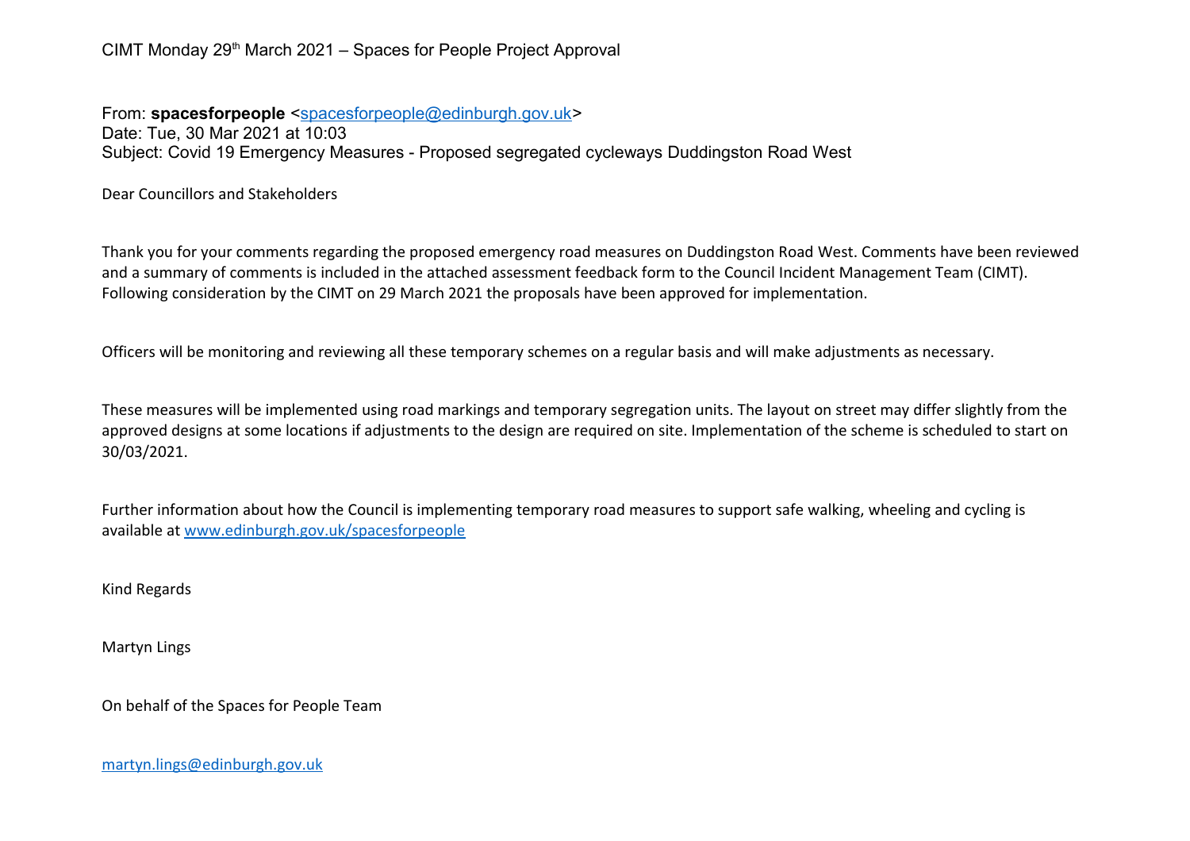CIMT Monday 29th March 2021 – Spaces for People Project Approval

From: **spacesforpeople** <spacesforpeople@edinburgh.gov.uk>
Date: Tue, 30 Mar 2021 at 10:03
Subject: Covid 19 Emergency Measures - Proposed segregated cycleways Duddingston Road West

Dear Councillors and Stakeholders

Thank you for your comments regarding the proposed emergency road measures on Duddingston Road West. Comments have been reviewed and a summary of comments is included in the attached assessment feedback form to the Council Incident Management Team (CIMT). Following consideration by the CIMT on 29 March 2021 the proposals have been approved for implementation.

Officers will be monitoring and reviewing all these temporary schemes on a regular basis and will make adjustments as necessary.

These measures will be implemented using road markings and temporary segregation units. The layout on street may differ slightly from the approved designs at some locations if adjustments to the design are required on site. Implementation of the scheme is scheduled to start on 30/03/2021.

Further information about how the Council is implementing temporary road measures to support safe walking, wheeling and cycling is available at www.edinburgh.gov.uk/spacesforpeople

Kind Regards

Martyn Lings

On behalf of the Spaces for People Team

martyn.lings@edinburgh.gov.uk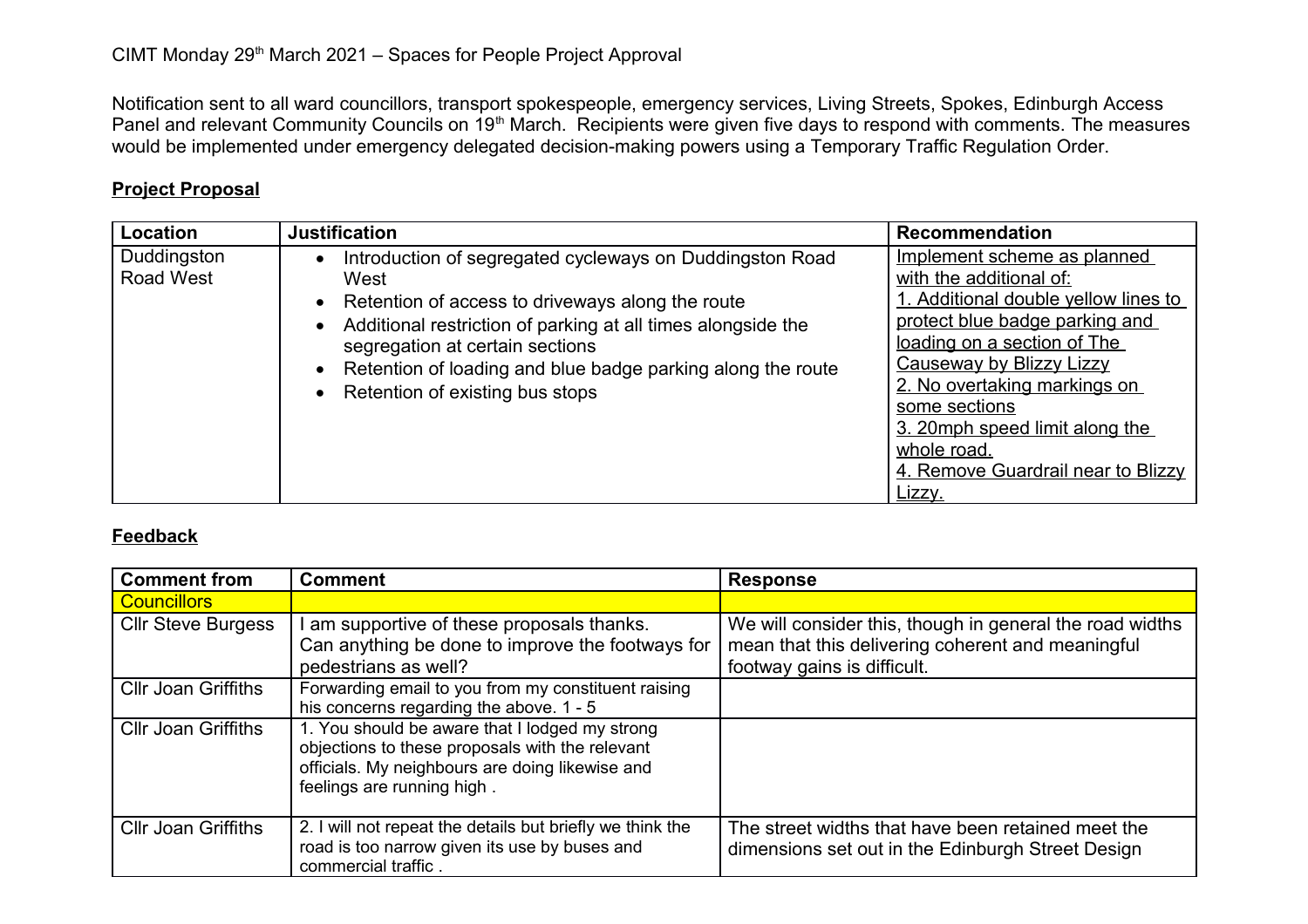CIMT Monday 29th March 2021 – Spaces for People Project Approval

Notification sent to all ward councillors, transport spokespeople, emergency services, Living Streets, Spokes, Edinburgh Access Panel and relevant Community Councils on 19th March. Recipients were given five days to respond with comments. The measures would be implemented under emergency delegated decision-making powers using a Temporary Traffic Regulation Order.

**Project Proposal**

| Location | Justification | Recommendation |
| --- | --- | --- |
| Duddingston Road West | • Introduction of segregated cycleways on Duddingston Road West<br>• Retention of access to driveways along the route<br>• Additional restriction of parking at all times alongside the segregation at certain sections<br>• Retention of loading and blue badge parking along the route<br>• Retention of existing bus stops | Implement scheme as planned with the additional of:<br>1. Additional double yellow lines to protect blue badge parking and loading on a section of The Causeway by Blizzy Lizzy<br>2. No overtaking markings on some sections<br>3. 20mph speed limit along the whole road.<br>4. Remove Guardrail near to Blizzy Lizzy. |

**Feedback**

| Comment from | Comment | Response |
| --- | --- | --- |
| Councillors | | |
| Cllr Steve Burgess | I am supportive of these proposals thanks. Can anything be done to improve the footways for pedestrians as well? | We will consider this, though in general the road widths mean that this delivering coherent and meaningful footway gains is difficult. |
| Cllr Joan Griffiths | Forwarding email to you from my constituent raising his concerns regarding the above. 1 - 5 | |
| Cllr Joan Griffiths | 1. You should be aware that I lodged my strong objections to these proposals with the relevant officials. My neighbours are doing likewise and feelings are running high . | |
| Cllr Joan Griffiths | 2. I will not repeat the details but briefly we think the road is too narrow given its use by buses and commercial traffic . | The street widths that have been retained meet the dimensions set out in the Edinburgh Street Design |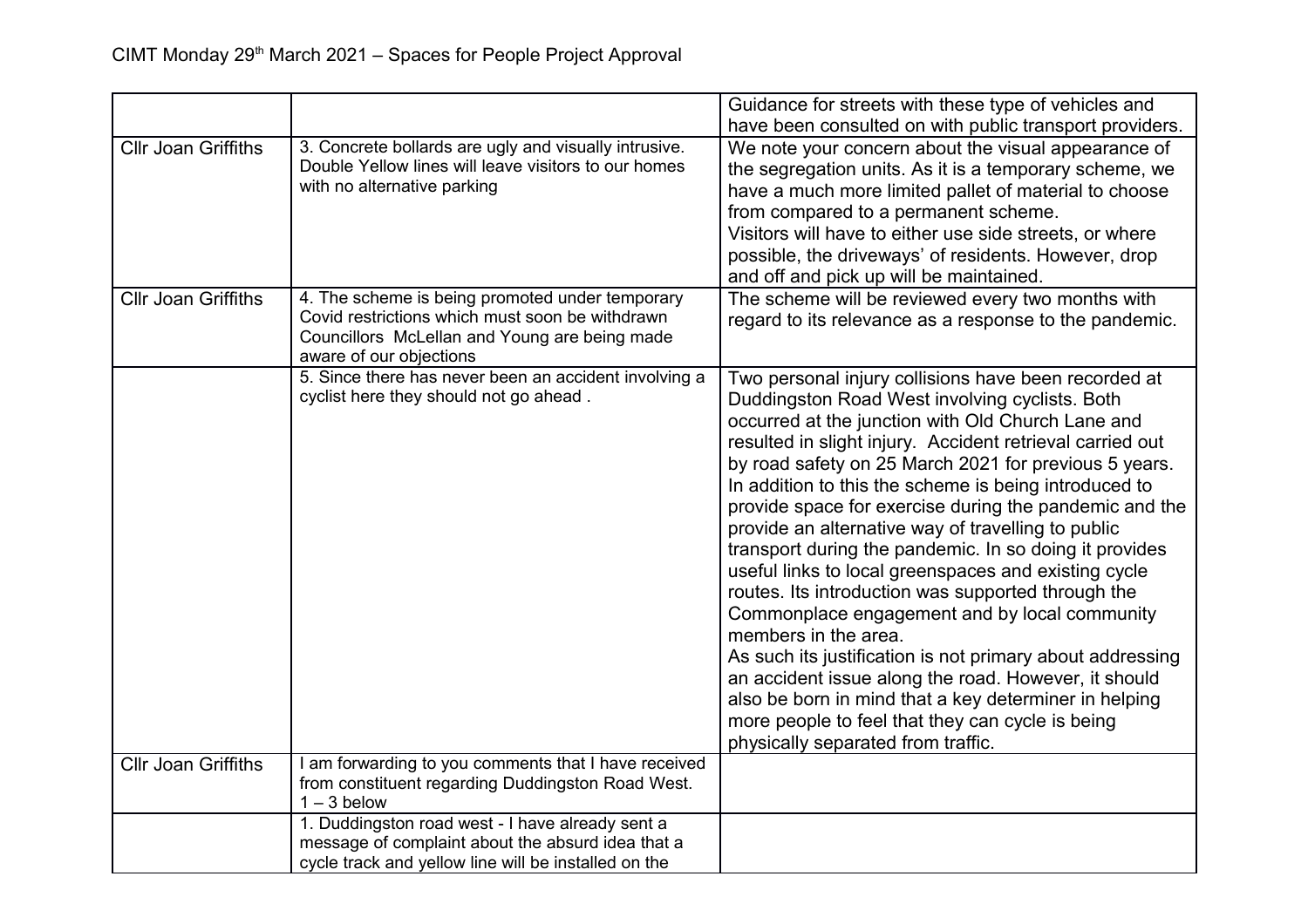| | | |
|---|---|---|
| | | Guidance for streets with these type of vehicles and have been consulted on with public transport providers. |
| Cllr Joan Griffiths | 3. Concrete bollards are ugly and visually intrusive. Double Yellow lines will leave visitors to our homes with no alternative parking | We note your concern about the visual appearance of the segregation units. As it is a temporary scheme, we have a much more limited pallet of material to choose from compared to a permanent scheme.<br>Visitors will have to either use side streets, or where possible, the driveways' of residents. However, drop and off and pick up will be maintained. |
| Cllr Joan Griffiths | 4. The scheme is being promoted under temporary Covid restrictions which must soon be withdrawn Councillors McLellan and Young are being made aware of our objections | The scheme will be reviewed every two months with regard to its relevance as a response to the pandemic. |
| | 5. Since there has never been an accident involving a cyclist here they should not go ahead . | Two personal injury collisions have been recorded at Duddingston Road West involving cyclists. Both occurred at the junction with Old Church Lane and resulted in slight injury. Accident retrieval carried out by road safety on 25 March 2021 for previous 5 years. In addition to this the scheme is being introduced to provide space for exercise during the pandemic and the provide an alternative way of travelling to public transport during the pandemic. In so doing it provides useful links to local greenspaces and existing cycle routes. Its introduction was supported through the Commonplace engagement and by local community members in the area.<br>As such its justification is not primary about addressing an accident issue along the road. However, it should also be born in mind that a key determiner in helping more people to feel that they can cycle is being physically separated from traffic. |
| Cllr Joan Griffiths | I am forwarding to you comments that I have received from constituent regarding Duddingston Road West. 1 – 3 below | |
| | 1. Duddingston road west - I have already sent a message of complaint about the absurd idea that a cycle track and yellow line will be installed on the | |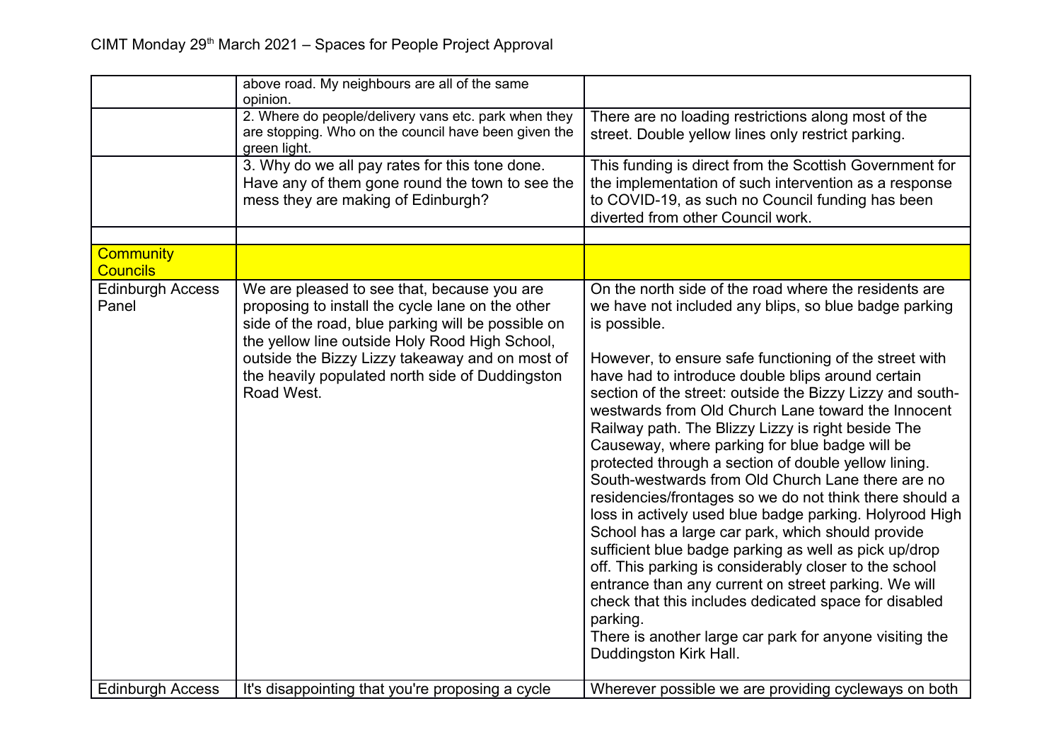CIMT Monday 29th March 2021 – Spaces for People Project Approval

| | | |
|---|---|---|
| | above road. My neighbours are all of the same opinion. | |
| | 2. Where do people/delivery vans etc. park when they are stopping. Who on the council have been given the green light. | There are no loading restrictions along most of the street. Double yellow lines only restrict parking. |
| | 3. Why do we all pay rates for this tone done. Have any of them gone round the town to see the mess they are making of Edinburgh? | This funding is direct from the Scottish Government for the implementation of such intervention as a response to COVID-19, as such no Council funding has been diverted from other Council work. |
| | | |
| **Community Councils** | | |
| Edinburgh Access Panel | We are pleased to see that, because you are proposing to install the cycle lane on the other side of the road, blue parking will be possible on the yellow line outside Holy Rood High School, outside the Bizzy Lizzy takeaway and on most of the heavily populated north side of Duddingston Road West. | On the north side of the road where the residents are we have not included any blips, so blue badge parking is possible.<br><br>However, to ensure safe functioning of the street with have had to introduce double blips around certain section of the street: outside the Bizzy Lizzy and south-westwards from Old Church Lane toward the Innocent Railway path. The Blizzy Lizzy is right beside The Causeway, where parking for blue badge will be protected through a section of double yellow lining. South-westwards from Old Church Lane there are no residencies/frontages so we do not think there should a loss in actively used blue badge parking. Holyrood High School has a large car park, which should provide sufficient blue badge parking as well as pick up/drop off. This parking is considerably closer to the school entrance than any current on street parking. We will check that this includes dedicated space for disabled parking.<br>There is another large car park for anyone visiting the Duddingston Kirk Hall. |
| Edinburgh Access | It's disappointing that you're proposing a cycle | Wherever possible we are providing cycleways on both |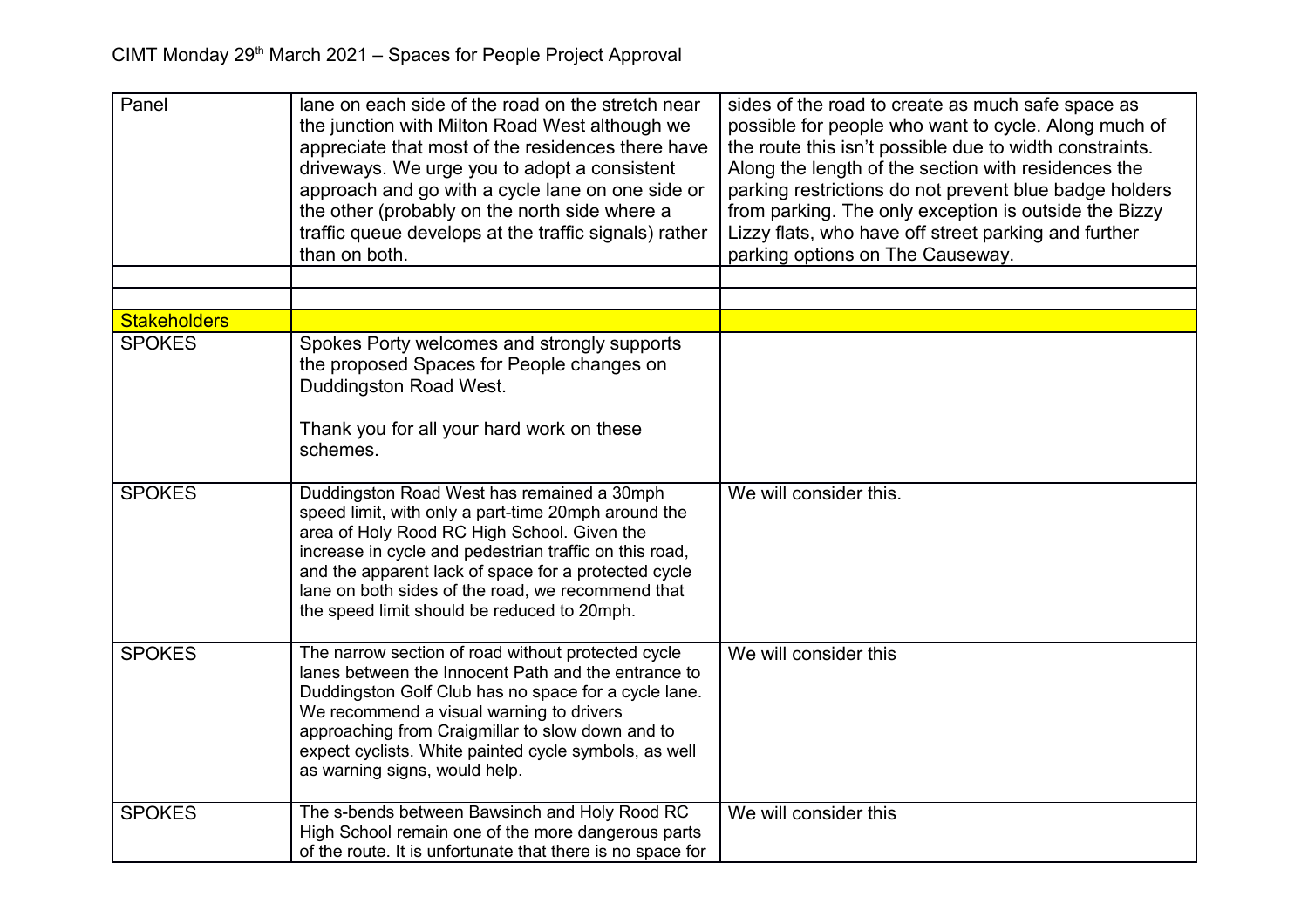| Panel | lane on each side of the road on the stretch near the junction with Milton Road West although we appreciate that most of the residences there have driveways. We urge you to adopt a consistent approach and go with a cycle lane on one side or the other (probably on the north side where a traffic queue develops at the traffic signals) rather than on both. | sides of the road to create as much safe space as possible for people who want to cycle. Along much of the route this isn't possible due to width constraints. Along the length of the section with residences the parking restrictions do not prevent blue badge holders from parking. The only exception is outside the Bizzy Lizzy flats, who have off street parking and further parking options on The Causeway. |
|---|---|---|
| | | |
| | | |
| Stakeholders | | |
| SPOKES | Spokes Porty welcomes and strongly supports the proposed Spaces for People changes on Duddingston Road West.<br><br>Thank you for all your hard work on these schemes. | |
| SPOKES | Duddingston Road West has remained a 30mph speed limit, with only a part-time 20mph around the area of Holy Rood RC High School. Given the increase in cycle and pedestrian traffic on this road, and the apparent lack of space for a protected cycle lane on both sides of the road, we recommend that the speed limit should be reduced to 20mph. | We will consider this. |
| SPOKES | The narrow section of road without protected cycle lanes between the Innocent Path and the entrance to Duddingston Golf Club has no space for a cycle lane. We recommend a visual warning to drivers approaching from Craigmillar to slow down and to expect cyclists. White painted cycle symbols, as well as warning signs, would help. | We will consider this |
| SPOKES | The s-bends between Bawsinch and Holy Rood RC High School remain one of the more dangerous parts of the route. It is unfortunate that there is no space for | We will consider this |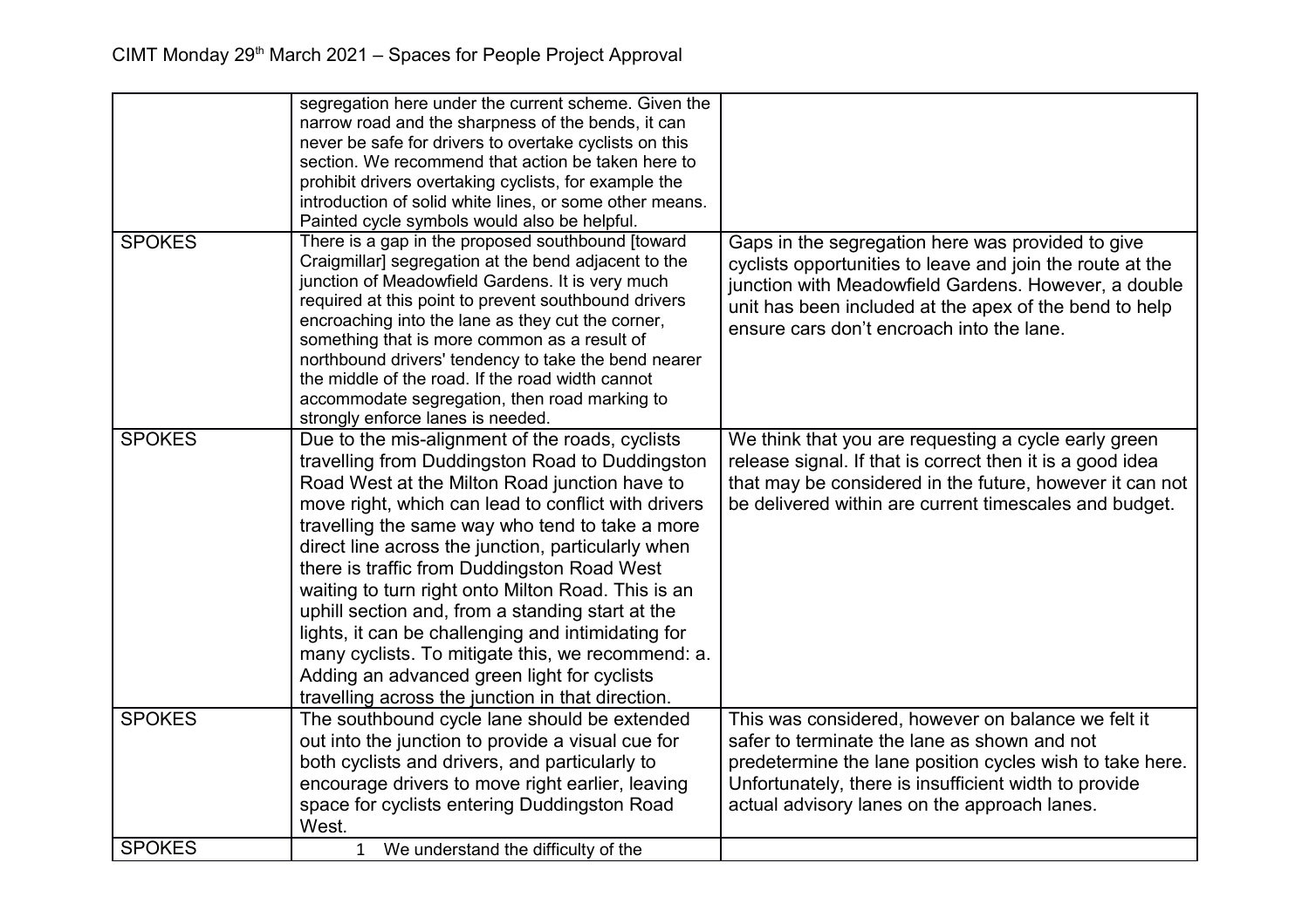| | | |
|---|---|---|
| | segregation here under the current scheme. Given the narrow road and the sharpness of the bends, it can never be safe for drivers to overtake cyclists on this section. We recommend that action be taken here to prohibit drivers overtaking cyclists, for example the introduction of solid white lines, or some other means. Painted cycle symbols would also be helpful. | |
| SPOKES | There is a gap in the proposed southbound [toward Craigmillar] segregation at the bend adjacent to the junction of Meadowfield Gardens. It is very much required at this point to prevent southbound drivers encroaching into the lane as they cut the corner, something that is more common as a result of northbound drivers' tendency to take the bend nearer the middle of the road. If the road width cannot accommodate segregation, then road marking to strongly enforce lanes is needed. | Gaps in the segregation here was provided to give cyclists opportunities to leave and join the route at the junction with Meadowfield Gardens. However, a double unit has been included at the apex of the bend to help ensure cars don't encroach into the lane. |
| SPOKES | Due to the mis-alignment of the roads, cyclists travelling from Duddingston Road to Duddingston Road West at the Milton Road junction have to move right, which can lead to conflict with drivers travelling the same way who tend to take a more direct line across the junction, particularly when there is traffic from Duddingston Road West waiting to turn right onto Milton Road. This is an uphill section and, from a standing start at the lights, it can be challenging and intimidating for many cyclists. To mitigate this, we recommend: a. Adding an advanced green light for cyclists travelling across the junction in that direction. | We think that you are requesting a cycle early green release signal. If that is correct then it is a good idea that may be considered in the future, however it can not be delivered within are current timescales and budget. |
| SPOKES | The southbound cycle lane should be extended out into the junction to provide a visual cue for both cyclists and drivers, and particularly to encourage drivers to move right earlier, leaving space for cyclists entering Duddingston Road West. | This was considered, however on balance we felt it safer to terminate the lane as shown and not predetermine the lane position cycles wish to take here. Unfortunately, there is insufficient width to provide actual advisory lanes on the approach lanes. |
| SPOKES | 1 We understand the difficulty of the | |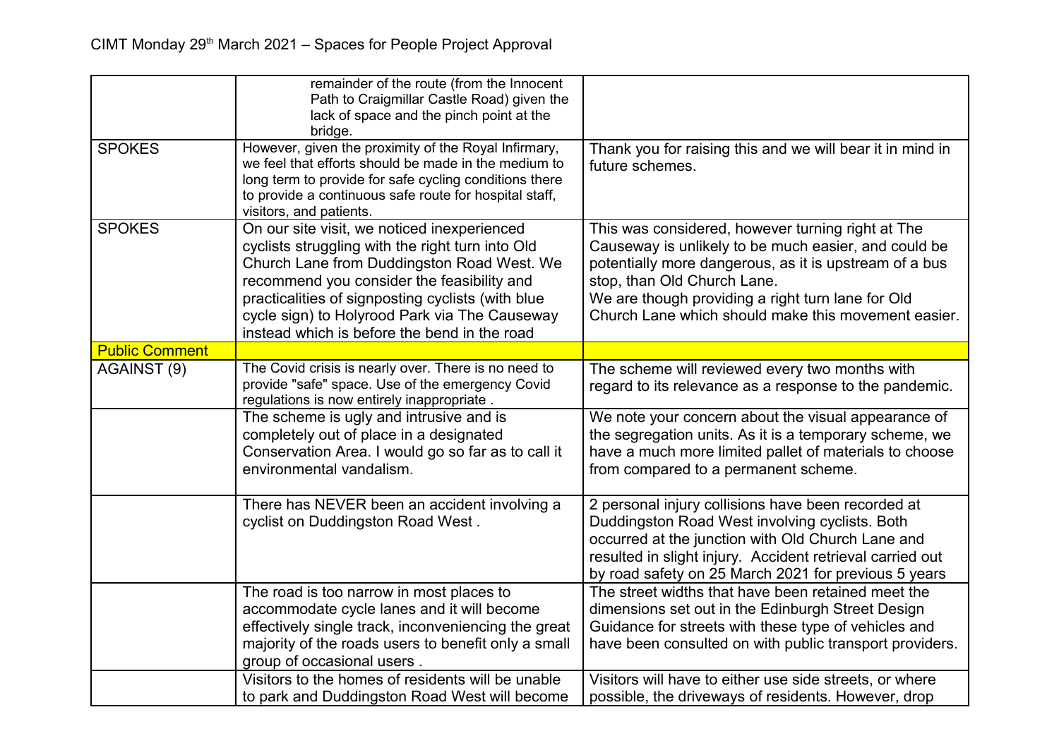| | | |
|---|---|---|
| | remainder of the route (from the Innocent Path to Craigmillar Castle Road) given the lack of space and the pinch point at the bridge. | |
| SPOKES | However, given the proximity of the Royal Infirmary, we feel that efforts should be made in the medium to long term to provide for safe cycling conditions there to provide a continuous safe route for hospital staff, visitors, and patients. | Thank you for raising this and we will bear it in mind in future schemes. |
| SPOKES | On our site visit, we noticed inexperienced cyclists struggling with the right turn into Old Church Lane from Duddingston Road West. We recommend you consider the feasibility and practicalities of signposting cyclists (with blue cycle sign) to Holyrood Park via The Causeway instead which is before the bend in the road | This was considered, however turning right at The Causeway is unlikely to be much easier, and could be potentially more dangerous, as it is upstream of a bus stop, than Old Church Lane.<br>We are though providing a right turn lane for Old Church Lane which should make this movement easier. |
| **Public Comment** | | |
| AGAINST (9) | The Covid crisis is nearly over. There is no need to provide "safe" space. Use of the emergency Covid regulations is now entirely inappropriate . | The scheme will reviewed every two months with regard to its relevance as a response to the pandemic. |
| | The scheme is ugly and intrusive and is completely out of place in a designated Conservation Area. I would go so far as to call it environmental vandalism. | We note your concern about the visual appearance of the segregation units. As it is a temporary scheme, we have a much more limited pallet of materials to choose from compared to a permanent scheme. |
| | There has NEVER been an accident involving a cyclist on Duddingston Road West . | 2 personal injury collisions have been recorded at Duddingston Road West involving cyclists. Both occurred at the junction with Old Church Lane and resulted in slight injury. Accident retrieval carried out by road safety on 25 March 2021 for previous 5 years |
| | The road is too narrow in most places to accommodate cycle lanes and it will become effectively single track, inconveniencing the great majority of the roads users to benefit only a small group of occasional users . | The street widths that have been retained meet the dimensions set out in the Edinburgh Street Design Guidance for streets with these type of vehicles and have been consulted on with public transport providers. |
| | Visitors to the homes of residents will be unable to park and Duddingston Road West will become | Visitors will have to either use side streets, or where possible, the driveways of residents. However, drop |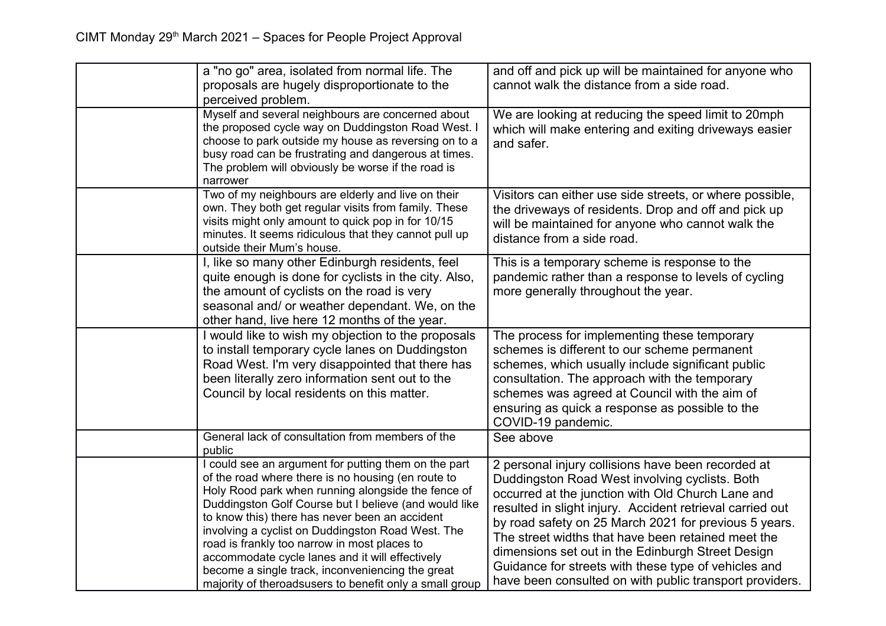| | | |
|---|---|---|
| | a "no go" area, isolated from normal life. The proposals are hugely disproportionate to the perceived problem. | and off and pick up will be maintained for anyone who cannot walk the distance from a side road. |
| | Myself and several neighbours are concerned about the proposed cycle way on Duddingston Road West. I choose to park outside my house as reversing on to a busy road can be frustrating and dangerous at times. The problem will obviously be worse if the road is narrower | We are looking at reducing the speed limit to 20mph which will make entering and exiting driveways easier and safer. |
| | Two of my neighbours are elderly and live on their own. They both get regular visits from family. These visits might only amount to quick pop in for 10/15 minutes. It seems ridiculous that they cannot pull up outside their Mum's house. | Visitors can either use side streets, or where possible, the driveways of residents. Drop and off and pick up will be maintained for anyone who cannot walk the distance from a side road. |
| | I, like so many other Edinburgh residents, feel quite enough is done for cyclists in the city. Also, the amount of cyclists on the road is very seasonal and/ or weather dependant. We, on the other hand, live here 12 months of the year. | This is a temporary scheme is response to the pandemic rather than a response to levels of cycling more generally throughout the year. |
| | I would like to wish my objection to the proposals to install temporary cycle lanes on Duddingston Road West. I'm very disappointed that there has been literally zero information sent out to the Council by local residents on this matter. | The process for implementing these temporary schemes is different to our scheme permanent schemes, which usually include significant public consultation. The approach with the temporary schemes was agreed at Council with the aim of ensuring as quick a response as possible to the COVID-19 pandemic. |
| | General lack of consultation from members of the public | See above |
| | I could see an argument for putting them on the part of the road where there is no housing (en route to Holy Rood park when running alongside the fence of Duddingston Golf Course but I believe (and would like to know this) there has never been an accident involving a cyclist on Duddingston Road West. The road is frankly too narrow in most places to accommodate cycle lanes and it will effectively become a single track, inconveniencing the great majority of theroadsusers to benefit only a small group | 2 personal injury collisions have been recorded at Duddingston Road West involving cyclists. Both occurred at the junction with Old Church Lane and resulted in slight injury. Accident retrieval carried out by road safety on 25 March 2021 for previous 5 years. The street widths that have been retained meet the dimensions set out in the Edinburgh Street Design Guidance for streets with these type of vehicles and have been consulted on with public transport providers. |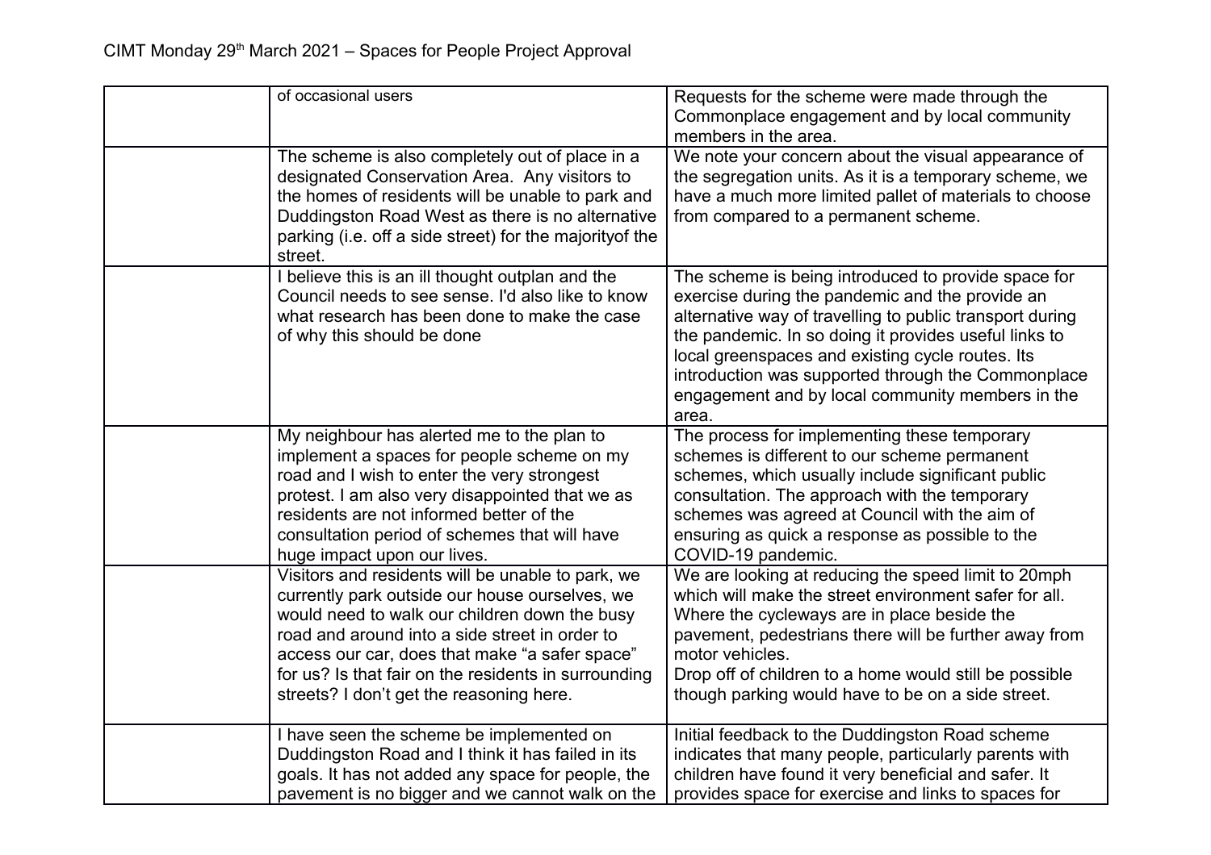| | of occasional users | Requests for the scheme were made through the Commonplace engagement and by local community members in the area. |
|---|---|---|
| | The scheme is also completely out of place in a designated Conservation Area. Any visitors to the homes of residents will be unable to park and Duddingston Road West as there is no alternative parking (i.e. off a side street) for the majorityof the street. | We note your concern about the visual appearance of the segregation units. As it is a temporary scheme, we have a much more limited pallet of materials to choose from compared to a permanent scheme. |
| | I believe this is an ill thought outplan and the Council needs to see sense. I'd also like to know what research has been done to make the case of why this should be done | The scheme is being introduced to provide space for exercise during the pandemic and the provide an alternative way of travelling to public transport during the pandemic. In so doing it provides useful links to local greenspaces and existing cycle routes. Its introduction was supported through the Commonplace engagement and by local community members in the area. |
| | My neighbour has alerted me to the plan to implement a spaces for people scheme on my road and I wish to enter the very strongest protest. I am also very disappointed that we as residents are not informed better of the consultation period of schemes that will have huge impact upon our lives. | The process for implementing these temporary schemes is different to our scheme permanent schemes, which usually include significant public consultation. The approach with the temporary schemes was agreed at Council with the aim of ensuring as quick a response as possible to the COVID-19 pandemic. |
| | Visitors and residents will be unable to park, we currently park outside our house ourselves, we would need to walk our children down the busy road and around into a side street in order to access our car, does that make "a safer space" for us? Is that fair on the residents in surrounding streets? I don't get the reasoning here. | We are looking at reducing the speed limit to 20mph which will make the street environment safer for all. Where the cycleways are in place beside the pavement, pedestrians there will be further away from motor vehicles.<br>Drop off of children to a home would still be possible though parking would have to be on a side street. |
| | I have seen the scheme be implemented on Duddingston Road and I think it has failed in its goals. It has not added any space for people, the pavement is no bigger and we cannot walk on the | Initial feedback to the Duddingston Road scheme indicates that many people, particularly parents with children have found it very beneficial and safer. It provides space for exercise and links to spaces for |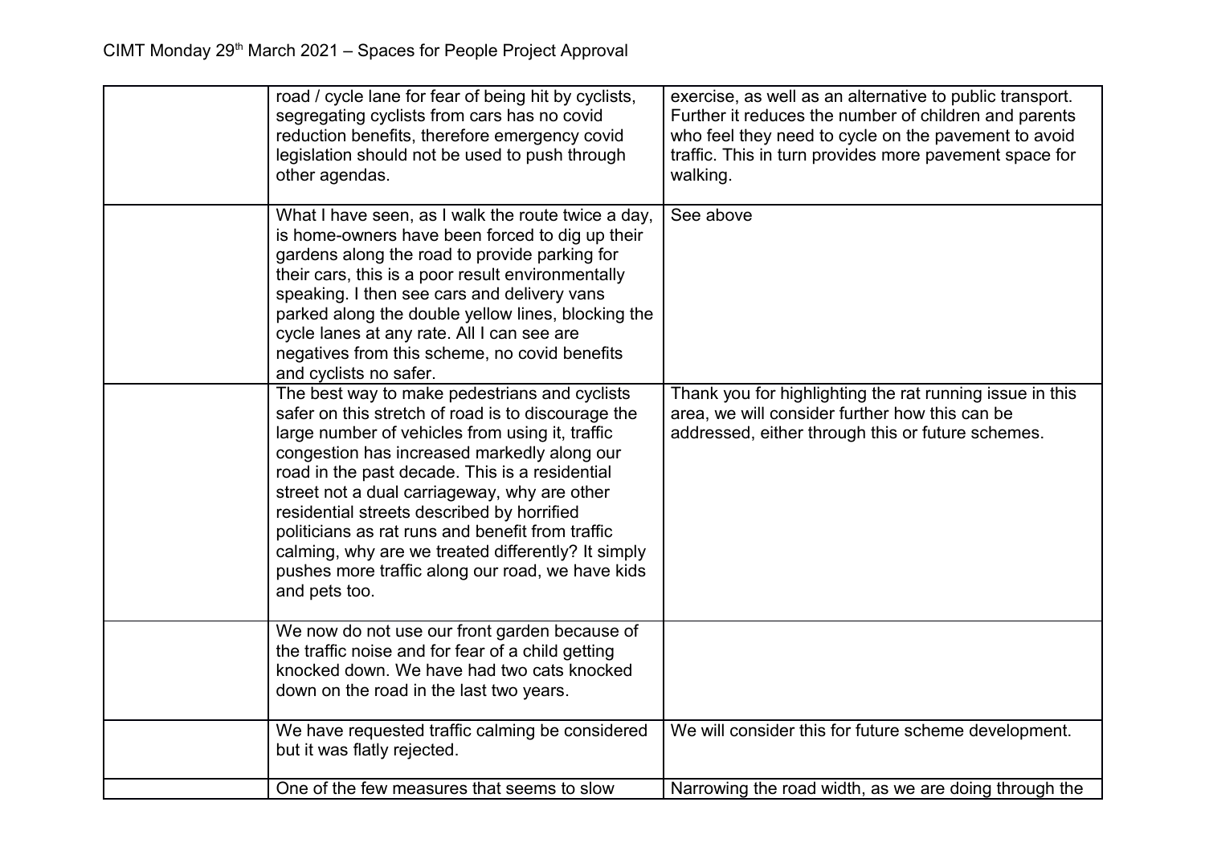| | | |
|---|---|---|
| | road / cycle lane for fear of being hit by cyclists, segregating cyclists from cars has no covid reduction benefits, therefore emergency covid legislation should not be used to push through other agendas. | exercise, as well as an alternative to public transport. Further it reduces the number of children and parents who feel they need to cycle on the pavement to avoid traffic. This in turn provides more pavement space for walking. |
| | What I have seen, as I walk the route twice a day, is home-owners have been forced to dig up their gardens along the road to provide parking for their cars, this is a poor result environmentally speaking. I then see cars and delivery vans parked along the double yellow lines, blocking the cycle lanes at any rate. All I can see are negatives from this scheme, no covid benefits and cyclists no safer. | See above |
| | The best way to make pedestrians and cyclists safer on this stretch of road is to discourage the large number of vehicles from using it, traffic congestion has increased markedly along our road in the past decade. This is a residential street not a dual carriageway, why are other residential streets described by horrified politicians as rat runs and benefit from traffic calming, why are we treated differently? It simply pushes more traffic along our road, we have kids and pets too. | Thank you for highlighting the rat running issue in this area, we will consider further how this can be addressed, either through this or future schemes. |
| | We now do not use our front garden because of the traffic noise and for fear of a child getting knocked down. We have had two cats knocked down on the road in the last two years. | |
| | We have requested traffic calming be considered but it was flatly rejected. | We will consider this for future scheme development. |
| | One of the few measures that seems to slow | Narrowing the road width, as we are doing through the |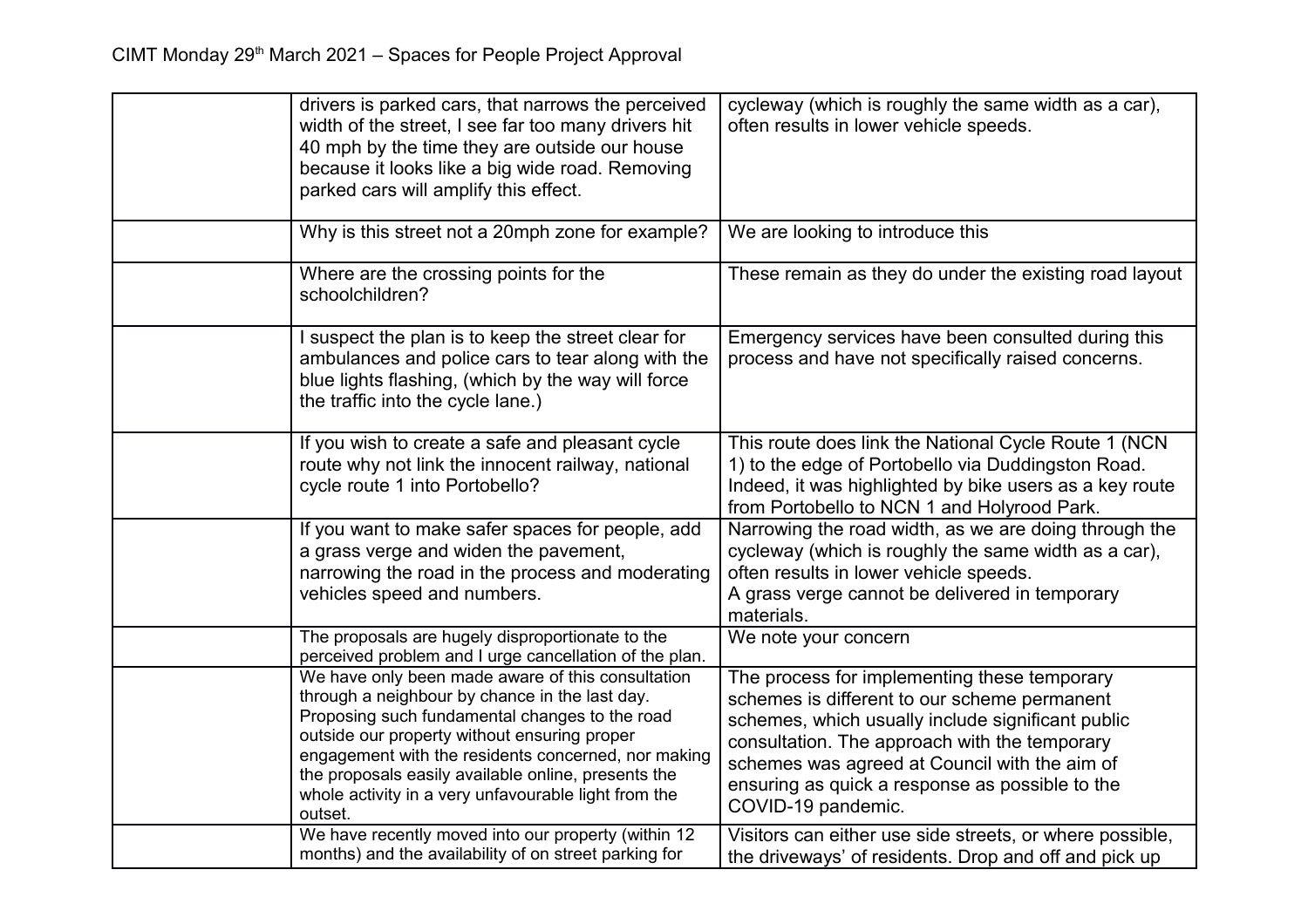| | | |
|---|---|---|
| | drivers is parked cars, that narrows the perceived width of the street, I see far too many drivers hit 40 mph by the time they are outside our house because it looks like a big wide road. Removing parked cars will amplify this effect. | cycleway (which is roughly the same width as a car), often results in lower vehicle speeds. |
| | Why is this street not a 20mph zone for example? | We are looking to introduce this |
| | Where are the crossing points for the schoolchildren? | These remain as they do under the existing road layout |
| | I suspect the plan is to keep the street clear for ambulances and police cars to tear along with the blue lights flashing, (which by the way will force the traffic into the cycle lane.) | Emergency services have been consulted during this process and have not specifically raised concerns. |
| | If you wish to create a safe and pleasant cycle route why not link the innocent railway, national cycle route 1 into Portobello? | This route does link the National Cycle Route 1 (NCN 1) to the edge of Portobello via Duddingston Road. Indeed, it was highlighted by bike users as a key route from Portobello to NCN 1 and Holyrood Park. |
| | If you want to make safer spaces for people, add a grass verge and widen the pavement, narrowing the road in the process and moderating vehicles speed and numbers. | Narrowing the road width, as we are doing through the cycleway (which is roughly the same width as a car), often results in lower vehicle speeds. A grass verge cannot be delivered in temporary materials. |
| | The proposals are hugely disproportionate to the perceived problem and I urge cancellation of the plan. | We note your concern |
| | We have only been made aware of this consultation through a neighbour by chance in the last day. Proposing such fundamental changes to the road outside our property without ensuring proper engagement with the residents concerned, nor making the proposals easily available online, presents the whole activity in a very unfavourable light from the outset. | The process for implementing these temporary schemes is different to our scheme permanent schemes, which usually include significant public consultation. The approach with the temporary schemes was agreed at Council with the aim of ensuring as quick a response as possible to the COVID-19 pandemic. |
| | We have recently moved into our property (within 12 months) and the availability of on street parking for | Visitors can either use side streets, or where possible, the driveways' of residents. Drop and off and pick up |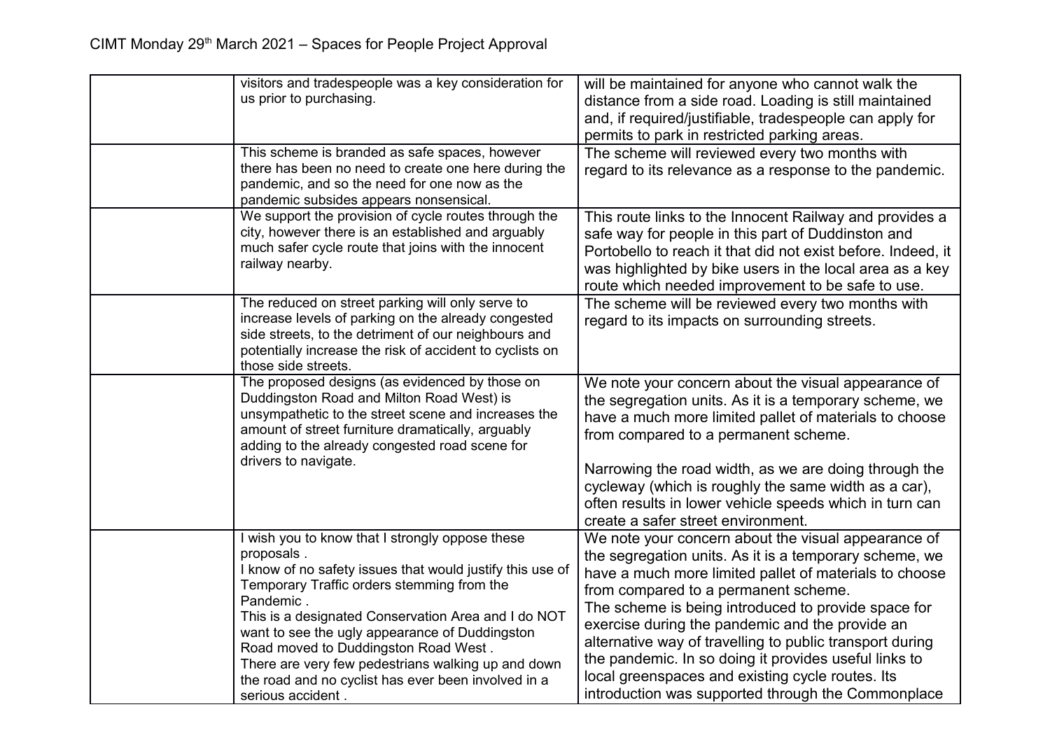| | | |
|---|---|---|
| | visitors and tradespeople was a key consideration for us prior to purchasing. | will be maintained for anyone who cannot walk the distance from a side road. Loading is still maintained and, if required/justifiable, tradespeople can apply for permits to park in restricted parking areas. |
| | This scheme is branded as safe spaces, however there has been no need to create one here during the pandemic, and so the need for one now as the pandemic subsides appears nonsensical. | The scheme will reviewed every two months with regard to its relevance as a response to the pandemic. |
| | We support the provision of cycle routes through the city, however there is an established and arguably much safer cycle route that joins with the innocent railway nearby. | This route links to the Innocent Railway and provides a safe way for people in this part of Duddinston and Portobello to reach it that did not exist before. Indeed, it was highlighted by bike users in the local area as a key route which needed improvement to be safe to use. |
| | The reduced on street parking will only serve to increase levels of parking on the already congested side streets, to the detriment of our neighbours and potentially increase the risk of accident to cyclists on those side streets. | The scheme will be reviewed every two months with regard to its impacts on surrounding streets. |
| | The proposed designs (as evidenced by those on Duddingston Road and Milton Road West) is unsympathetic to the street scene and increases the amount of street furniture dramatically, arguably adding to the already congested road scene for drivers to navigate. | We note your concern about the visual appearance of the segregation units. As it is a temporary scheme, we have a much more limited pallet of materials to choose from compared to a permanent scheme.<br><br>Narrowing the road width, as we are doing through the cycleway (which is roughly the same width as a car), often results in lower vehicle speeds which in turn can create a safer street environment. |
| | I wish you to know that I strongly oppose these proposals .<br>I know of no safety issues that would justify this use of Temporary Traffic orders stemming from the Pandemic .<br>This is a designated Conservation Area and I do NOT want to see the ugly appearance of Duddingston Road moved to Duddingston Road West .<br>There are very few pedestrians walking up and down the road and no cyclist has ever been involved in a serious accident . | We note your concern about the visual appearance of the segregation units. As it is a temporary scheme, we have a much more limited pallet of materials to choose from compared to a permanent scheme.<br>The scheme is being introduced to provide space for exercise during the pandemic and the provide an alternative way of travelling to public transport during the pandemic. In so doing it provides useful links to local greenspaces and existing cycle routes. Its introduction was supported through the Commonplace |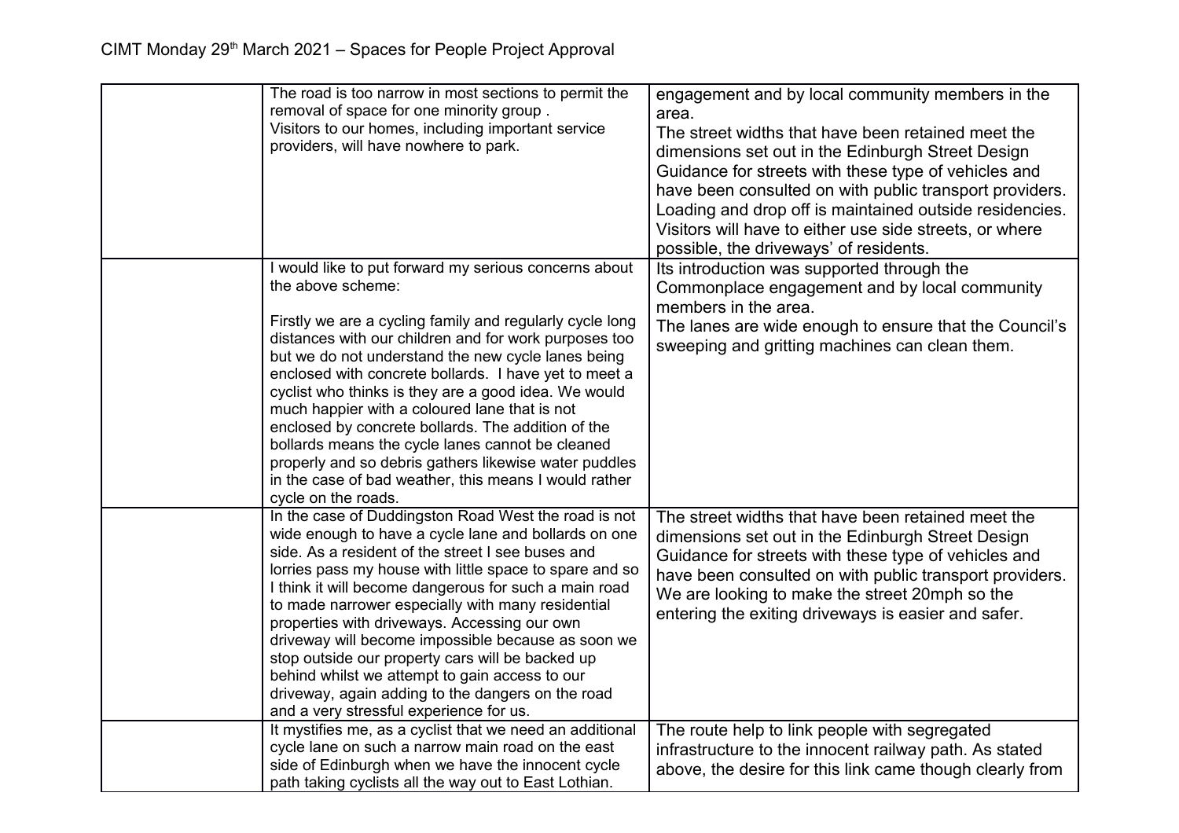CIMT Monday 29th March 2021 – Spaces for People Project Approval

| | | |
|---|---|---|
| | The road is too narrow in most sections to permit the removal of space for one minority group .<br>Visitors to our homes, including important service providers, will have nowhere to park. | engagement and by local community members in the area.<br>The street widths that have been retained meet the dimensions set out in the Edinburgh Street Design Guidance for streets with these type of vehicles and have been consulted on with public transport providers.<br>Loading and drop off is maintained outside residencies.<br>Visitors will have to either use side streets, or where possible, the driveways' of residents. |
| | I would like to put forward my serious concerns about the above scheme:<br><br>Firstly we are a cycling family and regularly cycle long distances with our children and for work purposes too but we do not understand the new cycle lanes being enclosed with concrete bollards. I have yet to meet a cyclist who thinks is they are a good idea. We would much happier with a coloured lane that is not enclosed by concrete bollards. The addition of the bollards means the cycle lanes cannot be cleaned properly and so debris gathers likewise water puddles in the case of bad weather, this means I would rather cycle on the roads. | Its introduction was supported through the Commonplace engagement and by local community members in the area.<br>The lanes are wide enough to ensure that the Council's sweeping and gritting machines can clean them. |
| | In the case of Duddingston Road West the road is not wide enough to have a cycle lane and bollards on one side. As a resident of the street I see buses and lorries pass my house with little space to spare and so I think it will become dangerous for such a main road to made narrower especially with many residential properties with driveways. Accessing our own driveway will become impossible because as soon we stop outside our property cars will be backed up behind whilst we attempt to gain access to our driveway, again adding to the dangers on the road and a very stressful experience for us. | The street widths that have been retained meet the dimensions set out in the Edinburgh Street Design Guidance for streets with these type of vehicles and have been consulted on with public transport providers.<br>We are looking to make the street 20mph so the entering the exiting driveways is easier and safer. |
| | It mystifies me, as a cyclist that we need an additional cycle lane on such a narrow main road on the east side of Edinburgh when we have the innocent cycle path taking cyclists all the way out to East Lothian. | The route help to link people with segregated infrastructure to the innocent railway path. As stated above, the desire for this link came though clearly from |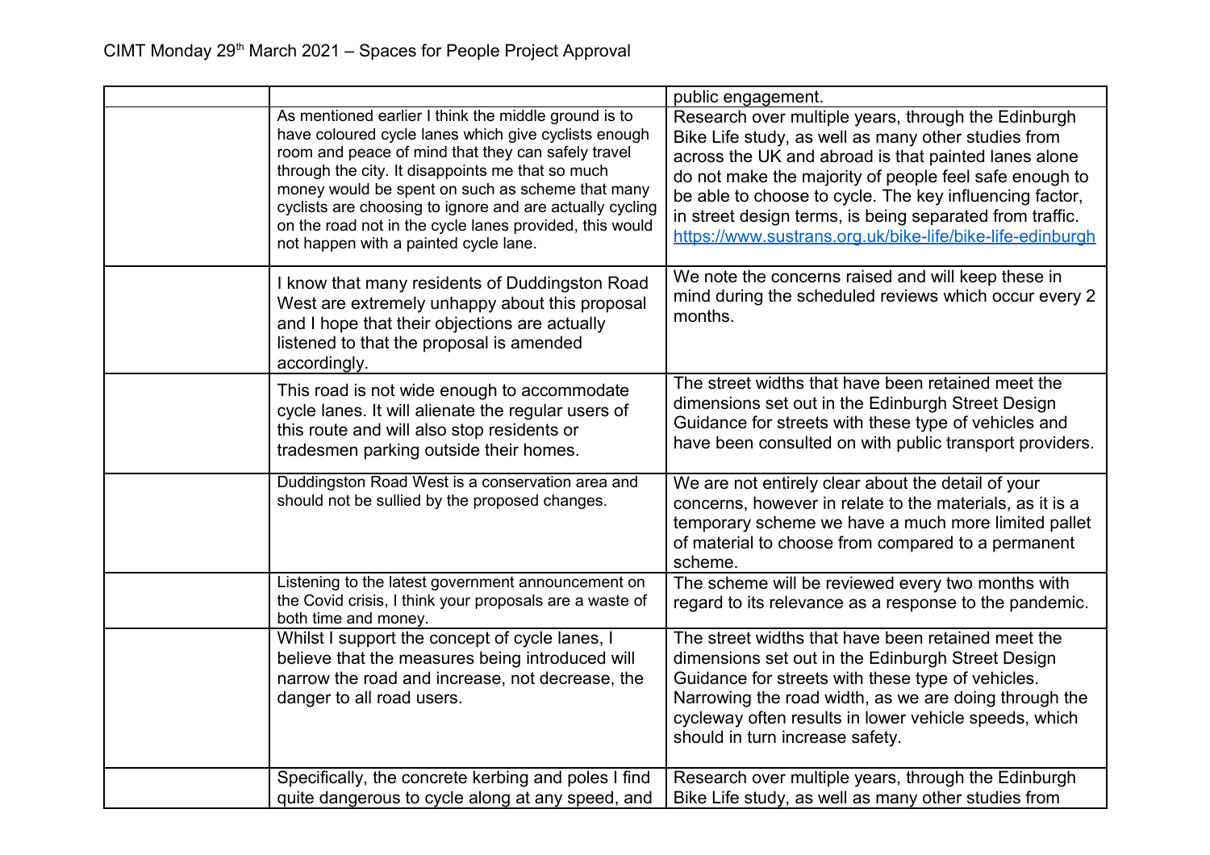| | | public engagement. |
|---|---|---|
| | As mentioned earlier I think the middle ground is to have coloured cycle lanes which give cyclists enough room and peace of mind that they can safely travel through the city. It disappoints me that so much money would be spent on such as scheme that many cyclists are choosing to ignore and are actually cycling on the road not in the cycle lanes provided, this would not happen with a painted cycle lane. | Research over multiple years, through the Edinburgh Bike Life study, as well as many other studies from across the UK and abroad is that painted lanes alone do not make the majority of people feel safe enough to be able to choose to cycle. The key influencing factor, in street design terms, is being separated from traffic. https://www.sustrans.org.uk/bike-life/bike-life-edinburgh |
| | I know that many residents of Duddingston Road West are extremely unhappy about this proposal and I hope that their objections are actually listened to that the proposal is amended accordingly. | We note the concerns raised and will keep these in mind during the scheduled reviews which occur every 2 months. |
| | This road is not wide enough to accommodate cycle lanes. It will alienate the regular users of this route and will also stop residents or tradesmen parking outside their homes. | The street widths that have been retained meet the dimensions set out in the Edinburgh Street Design Guidance for streets with these type of vehicles and have been consulted on with public transport providers. |
| | Duddingston Road West is a conservation area and should not be sullied by the proposed changes. | We are not entirely clear about the detail of your concerns, however in relate to the materials, as it is a temporary scheme we have a much more limited pallet of material to choose from compared to a permanent scheme. |
| | Listening to the latest government announcement on the Covid crisis, I think your proposals are a waste of both time and money. | The scheme will be reviewed every two months with regard to its relevance as a response to the pandemic. |
| | Whilst I support the concept of cycle lanes, I believe that the measures being introduced will narrow the road and increase, not decrease, the danger to all road users. | The street widths that have been retained meet the dimensions set out in the Edinburgh Street Design Guidance for streets with these type of vehicles. Narrowing the road width, as we are doing through the cycleway often results in lower vehicle speeds, which should in turn increase safety. |
| | Specifically, the concrete kerbing and poles I find quite dangerous to cycle along at any speed, and | Research over multiple years, through the Edinburgh Bike Life study, as well as many other studies from |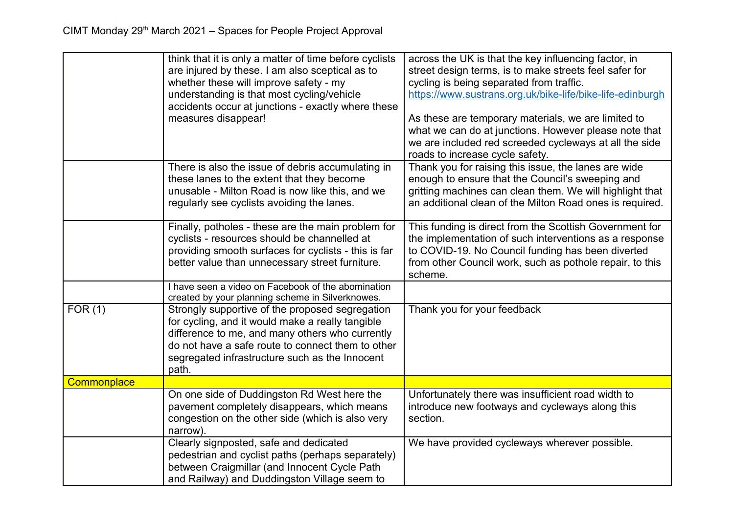| | | |
|---|---|---|
| | think that it is only a matter of time before cyclists are injured by these. I am also sceptical as to whether these will improve safety - my understanding is that most cycling/vehicle accidents occur at junctions - exactly where these measures disappear! | across the UK is that the key influencing factor, in street design terms, is to make streets feel safer for cycling is being separated from traffic. https://www.sustrans.org.uk/bike-life/bike-life-edinburgh<br><br>As these are temporary materials, we are limited to what we can do at junctions. However please note that we are included red screeded cycleways at all the side roads to increase cycle safety. |
| | There is also the issue of debris accumulating in these lanes to the extent that they become unusable - Milton Road is now like this, and we regularly see cyclists avoiding the lanes. | Thank you for raising this issue, the lanes are wide enough to ensure that the Council's sweeping and gritting machines can clean them. We will highlight that an additional clean of the Milton Road ones is required. |
| | Finally, potholes - these are the main problem for cyclists - resources should be channelled at providing smooth surfaces for cyclists - this is far better value than unnecessary street furniture. | This funding is direct from the Scottish Government for the implementation of such interventions as a response to COVID-19. No Council funding has been diverted from other Council work, such as pothole repair, to this scheme. |
| | I have seen a video on Facebook of the abomination created by your planning scheme in Silverknowes. | |
| FOR (1) | Strongly supportive of the proposed segregation for cycling, and it would make a really tangible difference to me, and many others who currently do not have a safe route to connect them to other segregated infrastructure such as the Innocent path. | Thank you for your feedback |
| Commonplace | | |
| | On one side of Duddingston Rd West here the pavement completely disappears, which means congestion on the other side (which is also very narrow). | Unfortunately there was insufficient road width to introduce new footways and cycleways along this section. |
| | Clearly signposted, safe and dedicated pedestrian and cyclist paths (perhaps separately) between Craigmillar (and Innocent Cycle Path and Railway) and Duddingston Village seem to | We have provided cycleways wherever possible. |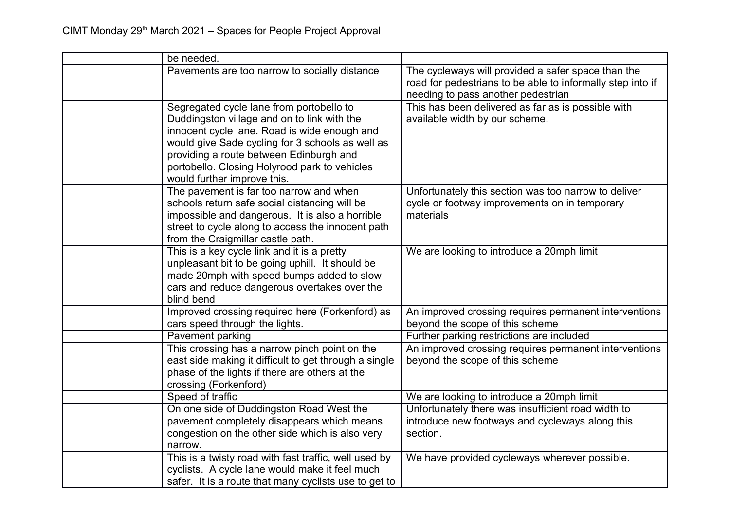| | be needed. | |
|---|---|---|
| | Pavements are too narrow to socially distance | The cycleways will provided a safer space than the road for pedestrians to be able to informally step into if needing to pass another pedestrian |
| | Segregated cycle lane from portobello to Duddingston village and on to link with the innocent cycle lane. Road is wide enough and would give Sade cycling for 3 schools as well as providing a route between Edinburgh and portobello. Closing Holyrood park to vehicles would further improve this. | This has been delivered as far as is possible with available width by our scheme. |
| | The pavement is far too narrow and when schools return safe social distancing will be impossible and dangerous. It is also a horrible street to cycle along to access the innocent path from the Craigmillar castle path. | Unfortunately this section was too narrow to deliver cycle or footway improvements on in temporary materials |
| | This is a key cycle link and it is a pretty unpleasant bit to be going uphill. It should be made 20mph with speed bumps added to slow cars and reduce dangerous overtakes over the blind bend | We are looking to introduce a 20mph limit |
| | Improved crossing required here (Forkenford) as cars speed through the lights. | An improved crossing requires permanent interventions beyond the scope of this scheme |
| | Pavement parking | Further parking restrictions are included |
| | This crossing has a narrow pinch point on the east side making it difficult to get through a single phase of the lights if there are others at the crossing (Forkenford) | An improved crossing requires permanent interventions beyond the scope of this scheme |
| | Speed of traffic | We are looking to introduce a 20mph limit |
| | On one side of Duddingston Road West the pavement completely disappears which means congestion on the other side which is also very narrow. | Unfortunately there was insufficient road width to introduce new footways and cycleways along this section. |
| | This is a twisty road with fast traffic, well used by cyclists. A cycle lane would make it feel much safer. It is a route that many cyclists use to get to | We have provided cycleways wherever possible. |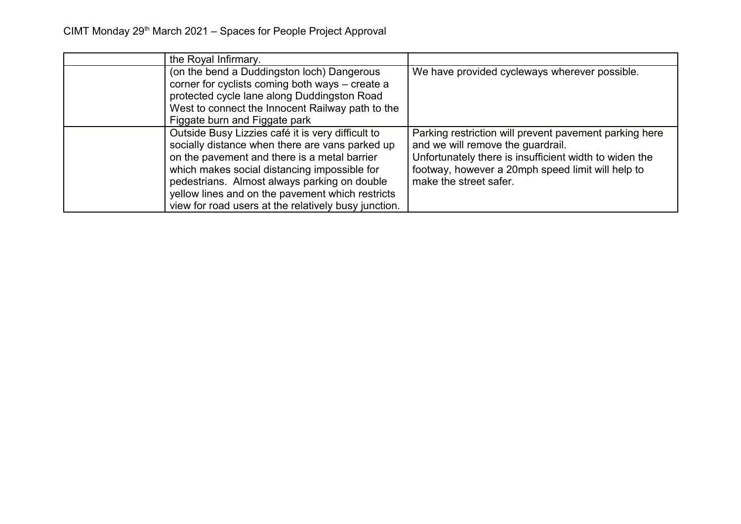| | | |
|---|---|---|
| | the Royal Infirmary. | |
| | (on the bend a Duddingston loch) Dangerous corner for cyclists coming both ways – create a protected cycle lane along Duddingston Road West to connect the Innocent Railway path to the Figgate burn and Figgate park | We have provided cycleways wherever possible. |
| | Outside Busy Lizzies café it is very difficult to socially distance when there are vans parked up on the pavement and there is a metal barrier which makes social distancing impossible for pedestrians. Almost always parking on double yellow lines and on the pavement which restricts view for road users at the relatively busy junction. | Parking restriction will prevent pavement parking here and we will remove the guardrail.<br>Unfortunately there is insufficient width to widen the footway, however a 20mph speed limit will help to make the street safer. |